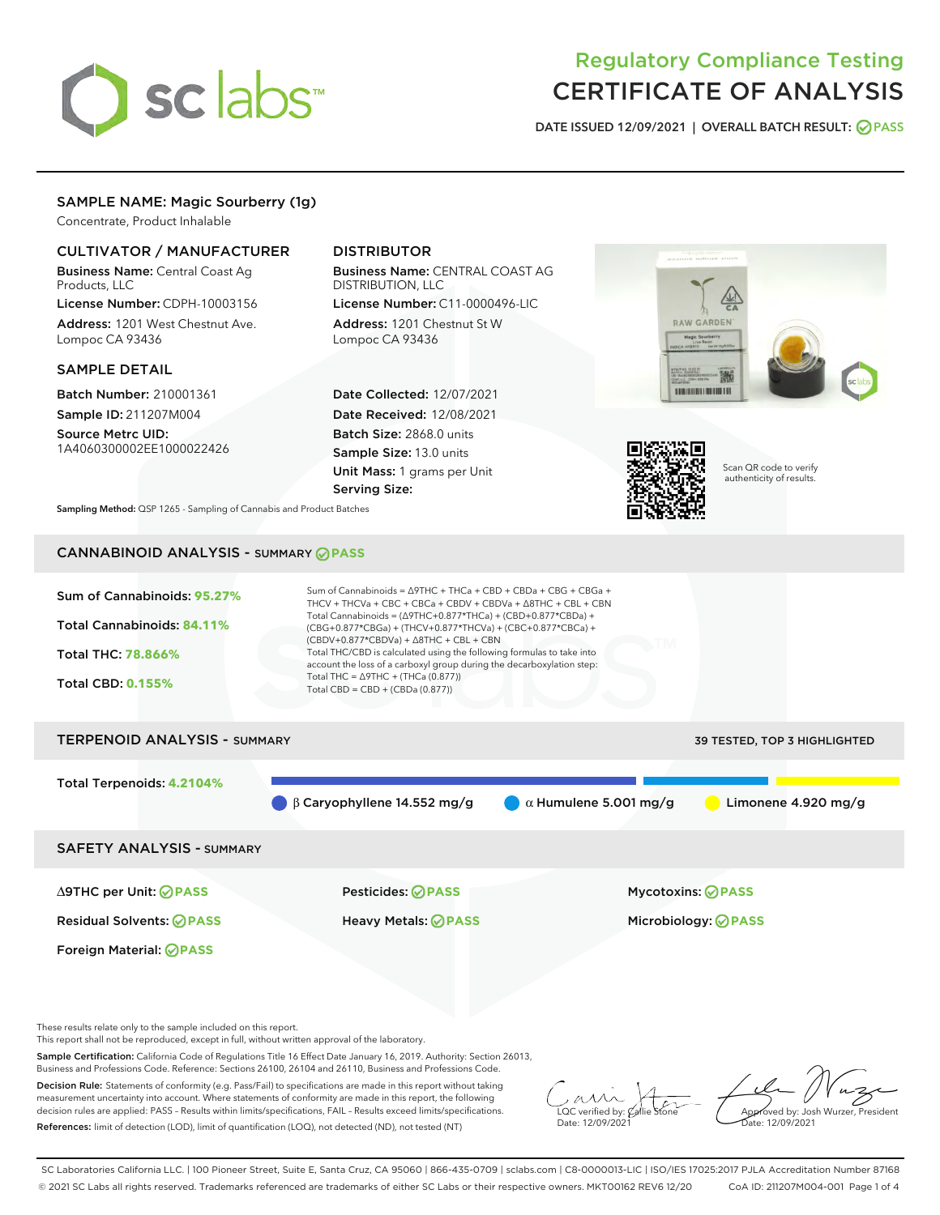# Regulatory Compliance Testing
# CERTIFICATE OF ANALYSIS

DATE ISSUED 12/09/2021 | OVERALL BATCH RESULT: PASS

## SAMPLE NAME: Magic Sourberry (1g)

Concentrate, Product Inhalable

### CULTIVATOR / MANUFACTURER

**Business Name:** Central Coast Ag Products, LLC

**License Number:** CDPH-10003156

**Address:** 1201 West Chestnut Ave. Lompoc CA 93436

### DISTRIBUTOR

**Business Name:** CENTRAL COAST AG DISTRIBUTION, LLC

**License Number:** C11-0000496-LIC

**Address:** 1201 Chestnut St W Lompoc CA 93436

### SAMPLE DETAIL

**Batch Number:** 210001361

**Sample ID:** 211207M004

**Source Metrc UID:** 1A4060300002EE1000022426

**Date Collected:** 12/07/2021

**Date Received:** 12/08/2021

**Batch Size:** 2868.0 units

**Sample Size:** 13.0 units

**Unit Mass:** 1 grams per Unit

**Serving Size:**

Scan QR code to verify authenticity of results.

**Sampling Method:** QSP 1265 - Sampling of Cannabis and Product Batches

## CANNABINOID ANALYSIS - SUMMARY PASS

**Sum of Cannabinoids:** 95.27%

**Total Cannabinoids:** 84.11%

**Total THC:** 78.866%

**Total CBD:** 0.155%

Sum of Cannabinoids = Δ9THC + THCa + CBD + CBDa + CBG + CBGa + THCV + THCVa + CBC + CBCa + CBDV + CBDVa + Δ8THC + CBL + CBN

Total Cannabinoids = (Δ9THC+0.877*THCa) + (CBD+0.877*CBDa) + (CBG+0.877*CBGa) + (THCV+0.877*THCVa) + (CBC+0.877*CBCa) + (CBDV+0.877*CBDVa) + Δ8THC + CBL + CBN

Total THC/CBD is calculated using the following formulas to take into account the loss of a carboxyl group during the decarboxylation step:

Total THC = Δ9THC + (THCa (0.877))

Total CBD = CBD + (CBDa (0.877))

## TERPENOID ANALYSIS - SUMMARY

39 TESTED, TOP 3 HIGHLIGHTED

**Total Terpenoids:** 4.2104%

β Caryophyllene 14.552 mg/g | α Humulene 5.001 mg/g | Limonene 4.920 mg/g

## SAFETY ANALYSIS - SUMMARY

| | | |
|---|---|---|
| Δ9THC per Unit: PASS | Pesticides: PASS | Mycotoxins: PASS |
| Residual Solvents: PASS | Heavy Metals: PASS | Microbiology: PASS |
| Foreign Material: PASS | | |

These results relate only to the sample included on this report.
This report shall not be reproduced, except in full, without written approval of the laboratory.

**Sample Certification:** California Code of Regulations Title 16 Effect Date January 16, 2019. Authority: Section 26013, Business and Professions Code. Reference: Sections 26100, 26104 and 26110, Business and Professions Code.

**Decision Rule:** Statements of conformity (e.g. Pass/Fail) to specifications are made in this report without taking measurement uncertainty into account. Where statements of conformity are made in this report, the following decision rules are applied: PASS – Results within limits/specifications, FAIL – Results exceed limits/specifications.

**References:** limit of detection (LOD), limit of quantification (LOQ), not detected (ND), not tested (NT)

LQC verified by: Callie Stone
Date: 12/09/2021

Approved by: Josh Wurzer, President
Date: 12/09/2021

SC Laboratories California LLC. | 100 Pioneer Street, Suite E, Santa Cruz, CA 95060 | 866-435-0709 | sclabs.com | C8-0000013-LIC | ISO/IES 17025:2017 PJLA Accreditation Number 87168
© 2021 SC Labs all rights reserved. Trademarks referenced are trademarks of either SC Labs or their respective owners. MKT00162 REV6 12/20 CoA ID: 211207M004-001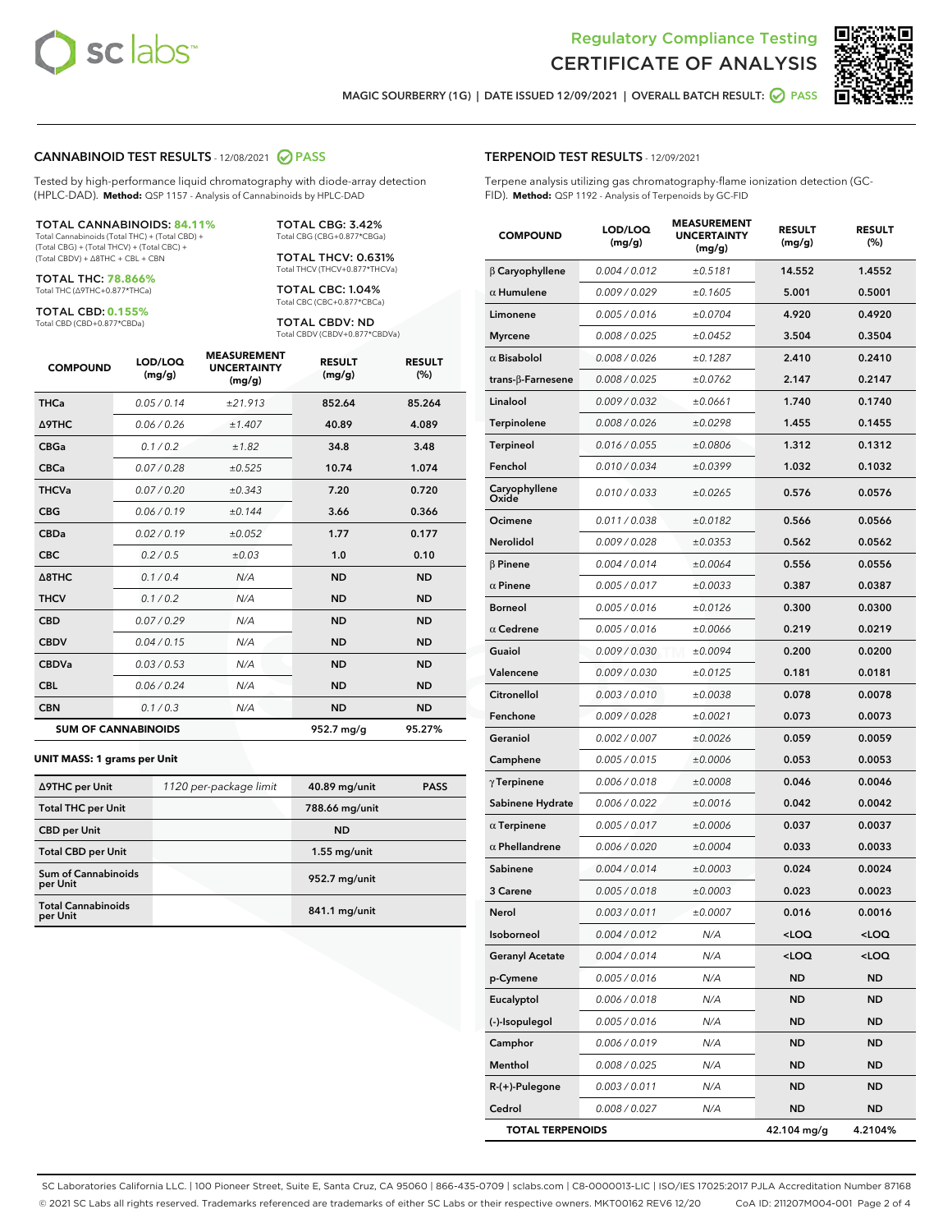Regulatory Compliance Testing
# CERTIFICATE OF ANALYSIS

MAGIC SOURBERRY (1G) | DATE ISSUED 12/09/2021 | OVERALL BATCH RESULT: PASS

## CANNABINOID TEST RESULTS - 12/08/2021 PASS

Tested by high-performance liquid chromatography with diode-array detection (HPLC-DAD). **Method:** QSP 1157 - Analysis of Cannabinoids by HPLC-DAD

**TOTAL CANNABINOIDS: 84.11%**
Total Cannabinoids (Total THC) + (Total CBD) + (Total CBG) + (Total THCV) + (Total CBC) + (Total CBDV) + Δ8THC + CBL + CBN

**TOTAL THC: 78.866%**
Total THC (Δ9THC+0.877*THCa)

**TOTAL CBD: 0.155%**
Total CBD (CBD+0.877*CBDa)

**TOTAL CBG: 3.42%**
Total CBG (CBG+0.877*CBGa)

**TOTAL THCV: 0.631%**
Total THCV (THCV+0.877*THCVa)

**TOTAL CBC: 1.04%**
Total CBC (CBC+0.877*CBCa)

**TOTAL CBDV: ND**
Total CBDV (CBDV+0.877*CBDVa)

| COMPOUND | LOD/LOQ (mg/g) | MEASUREMENT UNCERTAINTY (mg/g) | RESULT (mg/g) | RESULT (%) |
|---|---|---|---|---|
| THCa | 0.05 / 0.14 | ±21.913 | 852.64 | 85.264 |
| Δ9THC | 0.06 / 0.26 | ±1.407 | 40.89 | 4.089 |
| CBGa | 0.1 / 0.2 | ±1.82 | 34.8 | 3.48 |
| CBCa | 0.07 / 0.28 | ±0.525 | 10.74 | 1.074 |
| THCVa | 0.07 / 0.20 | ±0.343 | 7.20 | 0.720 |
| CBG | 0.06 / 0.19 | ±0.144 | 3.66 | 0.366 |
| CBDa | 0.02 / 0.19 | ±0.052 | 1.77 | 0.177 |
| CBC | 0.2 / 0.5 | ±0.03 | 1.0 | 0.10 |
| Δ8THC | 0.1 / 0.4 | N/A | ND | ND |
| THCV | 0.1 / 0.2 | N/A | ND | ND |
| CBD | 0.07 / 0.29 | N/A | ND | ND |
| CBDV | 0.04 / 0.15 | N/A | ND | ND |
| CBDVa | 0.03 / 0.53 | N/A | ND | ND |
| CBL | 0.06 / 0.24 | N/A | ND | ND |
| CBN | 0.1 / 0.3 | N/A | ND | ND |
| **SUM OF CANNABINOIDS** | | | **952.7 mg/g** | **95.27%** |

**UNIT MASS: 1 grams per Unit**

| | | | |
|---|---|---|---|
| Δ9THC per Unit | 1120 per-package limit | 40.89 mg/unit | PASS |
| Total THC per Unit | | 788.66 mg/unit | |
| CBD per Unit | | ND | |
| Total CBD per Unit | | 1.55 mg/unit | |
| Sum of Cannabinoids per Unit | | 952.7 mg/unit | |
| Total Cannabinoids per Unit | | 841.1 mg/unit | |

## TERPENOID TEST RESULTS - 12/09/2021

Terpene analysis utilizing gas chromatography-flame ionization detection (GC-FID). **Method:** QSP 1192 - Analysis of Terpenoids by GC-FID

| COMPOUND | LOD/LOQ (mg/g) | MEASUREMENT UNCERTAINTY (mg/g) | RESULT (mg/g) | RESULT (%) |
|---|---|---|---|---|
| β Caryophyllene | 0.004 / 0.012 | ±0.5181 | 14.552 | 1.4552 |
| α Humulene | 0.009 / 0.029 | ±0.1605 | 5.001 | 0.5001 |
| Limonene | 0.005 / 0.016 | ±0.0704 | 4.920 | 0.4920 |
| Myrcene | 0.008 / 0.025 | ±0.0452 | 3.504 | 0.3504 |
| α Bisabolol | 0.008 / 0.026 | ±0.1287 | 2.410 | 0.2410 |
| trans-β-Farnesene | 0.008 / 0.025 | ±0.0762 | 2.147 | 0.2147 |
| Linalool | 0.009 / 0.032 | ±0.0661 | 1.740 | 0.1740 |
| Terpinolene | 0.008 / 0.026 | ±0.0298 | 1.455 | 0.1455 |
| Terpineol | 0.016 / 0.055 | ±0.0806 | 1.312 | 0.1312 |
| Fenchol | 0.010 / 0.034 | ±0.0399 | 1.032 | 0.1032 |
| Caryophyllene Oxide | 0.010 / 0.033 | ±0.0265 | 0.576 | 0.0576 |
| Ocimene | 0.011 / 0.038 | ±0.0182 | 0.566 | 0.0566 |
| Nerolidol | 0.009 / 0.028 | ±0.0353 | 0.562 | 0.0562 |
| β Pinene | 0.004 / 0.014 | ±0.0064 | 0.556 | 0.0556 |
| α Pinene | 0.005 / 0.017 | ±0.0033 | 0.387 | 0.0387 |
| Borneol | 0.005 / 0.016 | ±0.0126 | 0.300 | 0.0300 |
| α Cedrene | 0.005 / 0.016 | ±0.0066 | 0.219 | 0.0219 |
| Guaiol | 0.009 / 0.030 | ±0.0094 | 0.200 | 0.0200 |
| Valencene | 0.009 / 0.030 | ±0.0125 | 0.181 | 0.0181 |
| Citronellol | 0.003 / 0.010 | ±0.0038 | 0.078 | 0.0078 |
| Fenchone | 0.009 / 0.028 | ±0.0021 | 0.073 | 0.0073 |
| Geraniol | 0.002 / 0.007 | ±0.0026 | 0.059 | 0.0059 |
| Camphene | 0.005 / 0.015 | ±0.0006 | 0.053 | 0.0053 |
| γ Terpinene | 0.006 / 0.018 | ±0.0008 | 0.046 | 0.0046 |
| Sabinene Hydrate | 0.006 / 0.022 | ±0.0016 | 0.042 | 0.0042 |
| α Terpinene | 0.005 / 0.017 | ±0.0006 | 0.037 | 0.0037 |
| α Phellandrene | 0.006 / 0.020 | ±0.0004 | 0.033 | 0.0033 |
| Sabinene | 0.004 / 0.014 | ±0.0003 | 0.024 | 0.0024 |
| 3 Carene | 0.005 / 0.018 | ±0.0003 | 0.023 | 0.0023 |
| Nerol | 0.003 / 0.011 | ±0.0007 | 0.016 | 0.0016 |
| Isoborneol | 0.004 / 0.012 | N/A | <LOQ | <LOQ |
| Geranyl Acetate | 0.004 / 0.014 | N/A | <LOQ | <LOQ |
| p-Cymene | 0.005 / 0.016 | N/A | ND | ND |
| Eucalyptol | 0.006 / 0.018 | N/A | ND | ND |
| (-)-Isopulegol | 0.005 / 0.016 | N/A | ND | ND |
| Camphor | 0.006 / 0.019 | N/A | ND | ND |
| Menthol | 0.008 / 0.025 | N/A | ND | ND |
| R-(+)-Pulegone | 0.003 / 0.011 | N/A | ND | ND |
| Cedrol | 0.008 / 0.027 | N/A | ND | ND |
| **TOTAL TERPENOIDS** | | | **42.104 mg/g** | **4.2104%** |

SC Laboratories California LLC. | 100 Pioneer Street, Suite E, Santa Cruz, CA 95060 | 866-435-0709 | sclabs.com | C8-0000013-LIC | ISO/IES 17025:2017 PJLA Accreditation Number 87168
© 2021 SC Labs all rights reserved. Trademarks referenced are trademarks of either SC Labs or their respective owners. MKT00162 REV6 12/20 CoA ID: 211207M004-001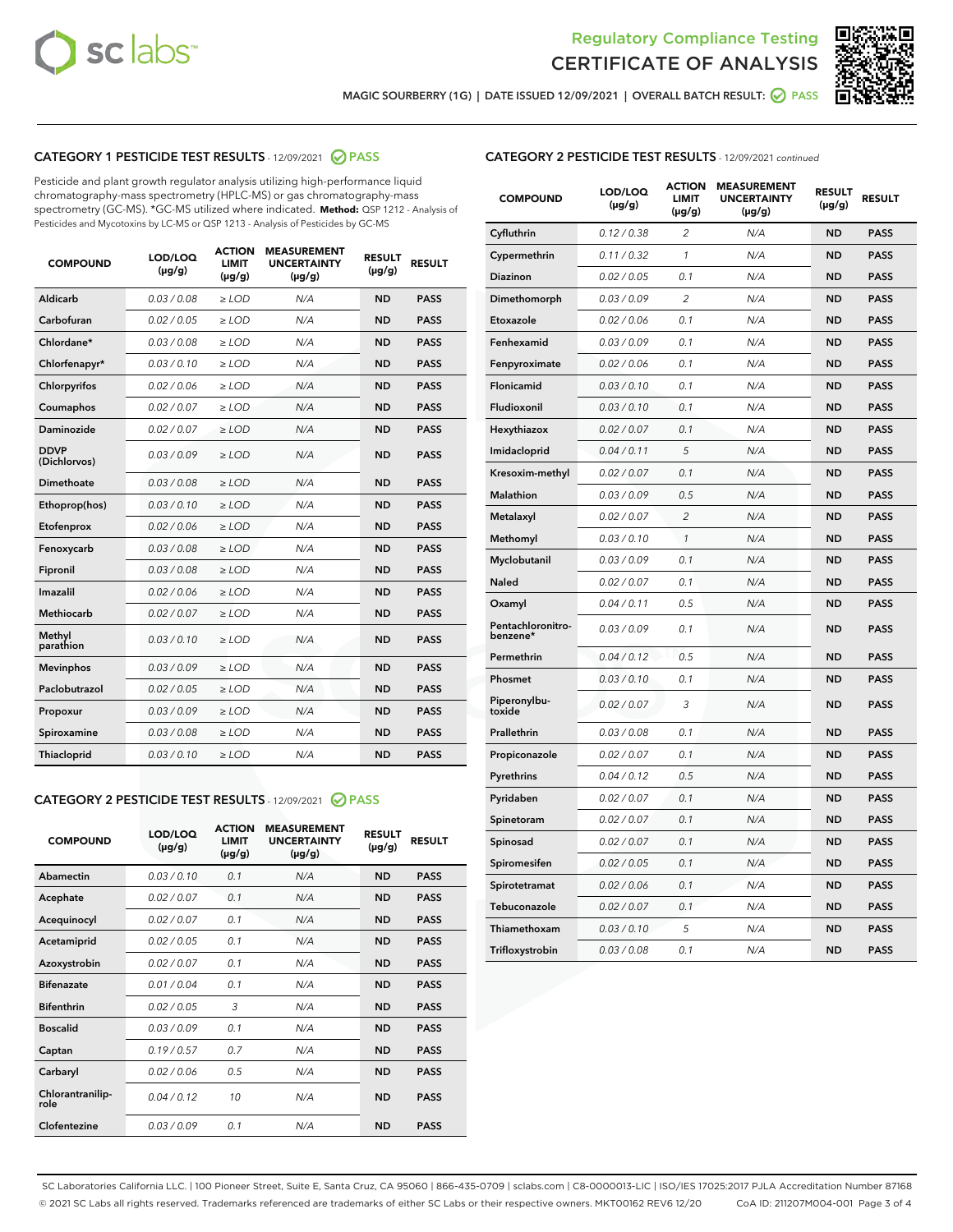Regulatory Compliance Testing

# CERTIFICATE OF ANALYSIS

MAGIC SOURBERRY (1G) | DATE ISSUED 12/09/2021 | OVERALL BATCH RESULT: PASS

## CATEGORY 1 PESTICIDE TEST RESULTS - 12/09/2021 PASS

Pesticide and plant growth regulator analysis utilizing high-performance liquid chromatography-mass spectrometry (HPLC-MS) or gas chromatography-mass spectrometry (GC-MS). *GC-MS utilized where indicated. **Method:** QSP 1212 - Analysis of Pesticides and Mycotoxins by LC-MS or QSP 1213 - Analysis of Pesticides by GC-MS

| COMPOUND | LOD/LOQ (µg/g) | ACTION LIMIT (µg/g) | MEASUREMENT UNCERTAINTY (µg/g) | RESULT (µg/g) | RESULT |
|---|---|---|---|---|---|
| Aldicarb | 0.03 / 0.08 | ≥ LOD | N/A | ND | PASS |
| Carbofuran | 0.02 / 0.05 | ≥ LOD | N/A | ND | PASS |
| Chlordane* | 0.03 / 0.08 | ≥ LOD | N/A | ND | PASS |
| Chlorfenapyr* | 0.03 / 0.10 | ≥ LOD | N/A | ND | PASS |
| Chlorpyrifos | 0.02 / 0.06 | ≥ LOD | N/A | ND | PASS |
| Coumaphos | 0.02 / 0.07 | ≥ LOD | N/A | ND | PASS |
| Daminozide | 0.02 / 0.07 | ≥ LOD | N/A | ND | PASS |
| DDVP (Dichlorvos) | 0.03 / 0.09 | ≥ LOD | N/A | ND | PASS |
| Dimethoate | 0.03 / 0.08 | ≥ LOD | N/A | ND | PASS |
| Ethoprop(hos) | 0.03 / 0.10 | ≥ LOD | N/A | ND | PASS |
| Etofenprox | 0.02 / 0.06 | ≥ LOD | N/A | ND | PASS |
| Fenoxycarb | 0.03 / 0.08 | ≥ LOD | N/A | ND | PASS |
| Fipronil | 0.03 / 0.08 | ≥ LOD | N/A | ND | PASS |
| Imazalil | 0.02 / 0.06 | ≥ LOD | N/A | ND | PASS |
| Methiocarb | 0.02 / 0.07 | ≥ LOD | N/A | ND | PASS |
| Methyl parathion | 0.03 / 0.10 | ≥ LOD | N/A | ND | PASS |
| Mevinphos | 0.03 / 0.09 | ≥ LOD | N/A | ND | PASS |
| Paclobutrazol | 0.02 / 0.05 | ≥ LOD | N/A | ND | PASS |
| Propoxur | 0.03 / 0.09 | ≥ LOD | N/A | ND | PASS |
| Spiroxamine | 0.03 / 0.08 | ≥ LOD | N/A | ND | PASS |
| Thiacloprid | 0.03 / 0.10 | ≥ LOD | N/A | ND | PASS |

## CATEGORY 2 PESTICIDE TEST RESULTS - 12/09/2021 PASS

| COMPOUND | LOD/LOQ (µg/g) | ACTION LIMIT (µg/g) | MEASUREMENT UNCERTAINTY (µg/g) | RESULT (µg/g) | RESULT |
|---|---|---|---|---|---|
| Abamectin | 0.03 / 0.10 | 0.1 | N/A | ND | PASS |
| Acephate | 0.02 / 0.07 | 0.1 | N/A | ND | PASS |
| Acequinocyl | 0.02 / 0.07 | 0.1 | N/A | ND | PASS |
| Acetamiprid | 0.02 / 0.05 | 0.1 | N/A | ND | PASS |
| Azoxystrobin | 0.02 / 0.07 | 0.1 | N/A | ND | PASS |
| Bifenazate | 0.01 / 0.04 | 0.1 | N/A | ND | PASS |
| Bifenthrin | 0.02 / 0.05 | 3 | N/A | ND | PASS |
| Boscalid | 0.03 / 0.09 | 0.1 | N/A | ND | PASS |
| Captan | 0.19 / 0.57 | 0.7 | N/A | ND | PASS |
| Carbaryl | 0.02 / 0.06 | 0.5 | N/A | ND | PASS |
| Chlorantraniliprole | 0.04 / 0.12 | 10 | N/A | ND | PASS |
| Clofentezine | 0.03 / 0.09 | 0.1 | N/A | ND | PASS |
| Cyfluthrin | 0.12 / 0.38 | 2 | N/A | ND | PASS |
| Cypermethrin | 0.11 / 0.32 | 1 | N/A | ND | PASS |
| Diazinon | 0.02 / 0.05 | 0.1 | N/A | ND | PASS |
| Dimethomorph | 0.03 / 0.09 | 2 | N/A | ND | PASS |
| Etoxazole | 0.02 / 0.06 | 0.1 | N/A | ND | PASS |
| Fenhexamid | 0.03 / 0.09 | 0.1 | N/A | ND | PASS |
| Fenpyroximate | 0.02 / 0.06 | 0.1 | N/A | ND | PASS |
| Flonicamid | 0.03 / 0.10 | 0.1 | N/A | ND | PASS |
| Fludioxonil | 0.03 / 0.10 | 0.1 | N/A | ND | PASS |
| Hexythiazox | 0.02 / 0.07 | 0.1 | N/A | ND | PASS |
| Imidacloprid | 0.04 / 0.11 | 5 | N/A | ND | PASS |
| Kresoxim-methyl | 0.02 / 0.07 | 0.1 | N/A | ND | PASS |
| Malathion | 0.03 / 0.09 | 0.5 | N/A | ND | PASS |
| Metalaxyl | 0.02 / 0.07 | 2 | N/A | ND | PASS |
| Methomyl | 0.03 / 0.10 | 1 | N/A | ND | PASS |
| Myclobutanil | 0.03 / 0.09 | 0.1 | N/A | ND | PASS |
| Naled | 0.02 / 0.07 | 0.1 | N/A | ND | PASS |
| Oxamyl | 0.04 / 0.11 | 0.5 | N/A | ND | PASS |
| Pentachloronitrobenzene* | 0.03 / 0.09 | 0.1 | N/A | ND | PASS |
| Permethrin | 0.04 / 0.12 | 0.5 | N/A | ND | PASS |
| Phosmet | 0.03 / 0.10 | 0.1 | N/A | ND | PASS |
| Piperonylbutoxide | 0.02 / 0.07 | 3 | N/A | ND | PASS |
| Prallethrin | 0.03 / 0.08 | 0.1 | N/A | ND | PASS |
| Propiconazole | 0.02 / 0.07 | 0.1 | N/A | ND | PASS |
| Pyrethrins | 0.04 / 0.12 | 0.5 | N/A | ND | PASS |
| Pyridaben | 0.02 / 0.07 | 0.1 | N/A | ND | PASS |
| Spinetoram | 0.02 / 0.07 | 0.1 | N/A | ND | PASS |
| Spinosad | 0.02 / 0.07 | 0.1 | N/A | ND | PASS |
| Spiromesifen | 0.02 / 0.05 | 0.1 | N/A | ND | PASS |
| Spirotetramat | 0.02 / 0.06 | 0.1 | N/A | ND | PASS |
| Tebuconazole | 0.02 / 0.07 | 0.1 | N/A | ND | PASS |
| Thiamethoxam | 0.03 / 0.10 | 5 | N/A | ND | PASS |
| Trifloxystrobin | 0.03 / 0.08 | 0.1 | N/A | ND | PASS |

SC Laboratories California LLC. | 100 Pioneer Street, Suite E, Santa Cruz, CA 95060 | 866-435-0709 | sclabs.com | C8-0000013-LIC | ISO/IES 17025:2017 PJLA Accreditation Number 87168
© 2021 SC Labs all rights reserved. Trademarks referenced are trademarks of either SC Labs or their respective owners. MKT00162 REV6 12/20 CoA ID: 211207M004-001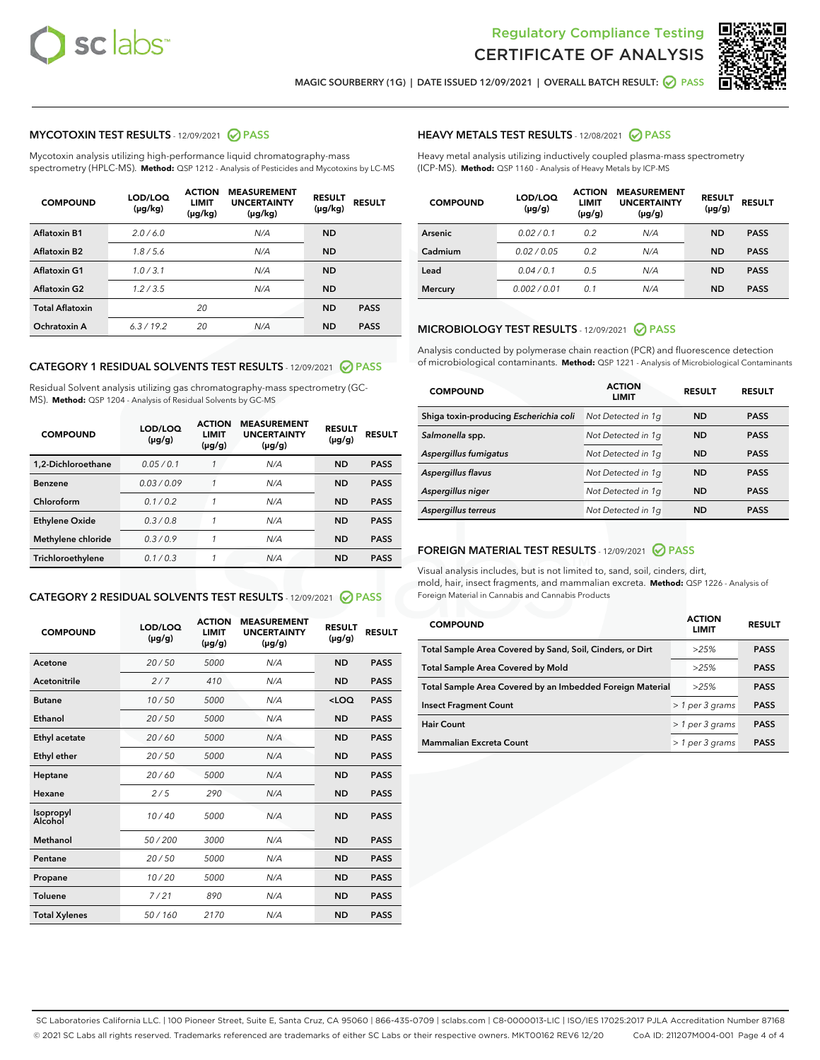Regulatory Compliance Testing
# CERTIFICATE OF ANALYSIS

MAGIC SOURBERRY (1G) | DATE ISSUED 12/09/2021 | OVERALL BATCH RESULT: PASS

## MYCOTOXIN TEST RESULTS - 12/09/2021 PASS

Mycotoxin analysis utilizing high-performance liquid chromatography-mass spectrometry (HPLC-MS). **Method:** QSP 1212 - Analysis of Pesticides and Mycotoxins by LC-MS

| COMPOUND | LOD/LOQ (µg/kg) | ACTION LIMIT (µg/kg) | MEASUREMENT UNCERTAINTY (µg/kg) | RESULT (µg/kg) | RESULT |
|---|---|---|---|---|---|
| Aflatoxin B1 | 2.0 / 6.0 | | N/A | ND | |
| Aflatoxin B2 | 1.8 / 5.6 | | N/A | ND | |
| Aflatoxin G1 | 1.0 / 3.1 | | N/A | ND | |
| Aflatoxin G2 | 1.2 / 3.5 | | N/A | ND | |
| Total Aflatoxin | | 20 | | ND | PASS |
| Ochratoxin A | 6.3 / 19.2 | 20 | N/A | ND | PASS |

## CATEGORY 1 RESIDUAL SOLVENTS TEST RESULTS - 12/09/2021 PASS

Residual Solvent analysis utilizing gas chromatography-mass spectrometry (GC-MS). **Method:** QSP 1204 - Analysis of Residual Solvents by GC-MS

| COMPOUND | LOD/LOQ (µg/g) | ACTION LIMIT (µg/g) | MEASUREMENT UNCERTAINTY (µg/g) | RESULT (µg/g) | RESULT |
|---|---|---|---|---|---|
| 1,2-Dichloroethane | 0.05 / 0.1 | 1 | N/A | ND | PASS |
| Benzene | 0.03 / 0.09 | 1 | N/A | ND | PASS |
| Chloroform | 0.1 / 0.2 | 1 | N/A | ND | PASS |
| Ethylene Oxide | 0.3 / 0.8 | 1 | N/A | ND | PASS |
| Methylene chloride | 0.3 / 0.9 | 1 | N/A | ND | PASS |
| Trichloroethylene | 0.1 / 0.3 | 1 | N/A | ND | PASS |

## CATEGORY 2 RESIDUAL SOLVENTS TEST RESULTS - 12/09/2021 PASS

| COMPOUND | LOD/LOQ (µg/g) | ACTION LIMIT (µg/g) | MEASUREMENT UNCERTAINTY (µg/g) | RESULT (µg/g) | RESULT |
|---|---|---|---|---|---|
| Acetone | 20 / 50 | 5000 | N/A | ND | PASS |
| Acetonitrile | 2 / 7 | 410 | N/A | ND | PASS |
| Butane | 10 / 50 | 5000 | N/A | <LOQ | PASS |
| Ethanol | 20 / 50 | 5000 | N/A | ND | PASS |
| Ethyl acetate | 20 / 60 | 5000 | N/A | ND | PASS |
| Ethyl ether | 20 / 50 | 5000 | N/A | ND | PASS |
| Heptane | 20 / 60 | 5000 | N/A | ND | PASS |
| Hexane | 2 / 5 | 290 | N/A | ND | PASS |
| Isopropyl Alcohol | 10 / 40 | 5000 | N/A | ND | PASS |
| Methanol | 50 / 200 | 3000 | N/A | ND | PASS |
| Pentane | 20 / 50 | 5000 | N/A | ND | PASS |
| Propane | 10 / 20 | 5000 | N/A | ND | PASS |
| Toluene | 7 / 21 | 890 | N/A | ND | PASS |
| Total Xylenes | 50 / 160 | 2170 | N/A | ND | PASS |

## HEAVY METALS TEST RESULTS - 12/08/2021 PASS

Heavy metal analysis utilizing inductively coupled plasma-mass spectrometry (ICP-MS). **Method:** QSP 1160 - Analysis of Heavy Metals by ICP-MS

| COMPOUND | LOD/LOQ (µg/g) | ACTION LIMIT (µg/g) | MEASUREMENT UNCERTAINTY (µg/g) | RESULT (µg/g) | RESULT |
|---|---|---|---|---|---|
| Arsenic | 0.02 / 0.1 | 0.2 | N/A | ND | PASS |
| Cadmium | 0.02 / 0.05 | 0.2 | N/A | ND | PASS |
| Lead | 0.04 / 0.1 | 0.5 | N/A | ND | PASS |
| Mercury | 0.002 / 0.01 | 0.1 | N/A | ND | PASS |

## MICROBIOLOGY TEST RESULTS - 12/09/2021 PASS

Analysis conducted by polymerase chain reaction (PCR) and fluorescence detection of microbiological contaminants. **Method:** QSP 1221 - Analysis of Microbiological Contaminants

| COMPOUND | ACTION LIMIT | RESULT | RESULT |
|---|---|---|---|
| Shiga toxin-producing *Escherichia coli* | Not Detected in 1g | ND | PASS |
| *Salmonella* spp. | Not Detected in 1g | ND | PASS |
| *Aspergillus fumigatus* | Not Detected in 1g | ND | PASS |
| *Aspergillus flavus* | Not Detected in 1g | ND | PASS |
| *Aspergillus niger* | Not Detected in 1g | ND | PASS |
| *Aspergillus terreus* | Not Detected in 1g | ND | PASS |

## FOREIGN MATERIAL TEST RESULTS - 12/09/2021 PASS

Visual analysis includes, but is not limited to, sand, soil, cinders, dirt, mold, hair, insect fragments, and mammalian excreta. **Method:** QSP 1226 - Analysis of Foreign Material in Cannabis and Cannabis Products

| COMPOUND | ACTION LIMIT | RESULT |
|---|---|---|
| Total Sample Area Covered by Sand, Soil, Cinders, or Dirt | >25% | PASS |
| Total Sample Area Covered by Mold | >25% | PASS |
| Total Sample Area Covered by an Imbedded Foreign Material | >25% | PASS |
| Insect Fragment Count | > 1 per 3 grams | PASS |
| Hair Count | > 1 per 3 grams | PASS |
| Mammalian Excreta Count | > 1 per 3 grams | PASS |

SC Laboratories California LLC. | 100 Pioneer Street, Suite E, Santa Cruz, CA 95060 | 866-435-0709 | sclabs.com | C8-0000013-LIC | ISO/IES 17025:2017 PJLA Accreditation Number 87168
© 2021 SC Labs all rights reserved. Trademarks referenced are trademarks of either SC Labs or their respective owners. MKT00162 REV6 12/20 CoA ID: 211207M004-001